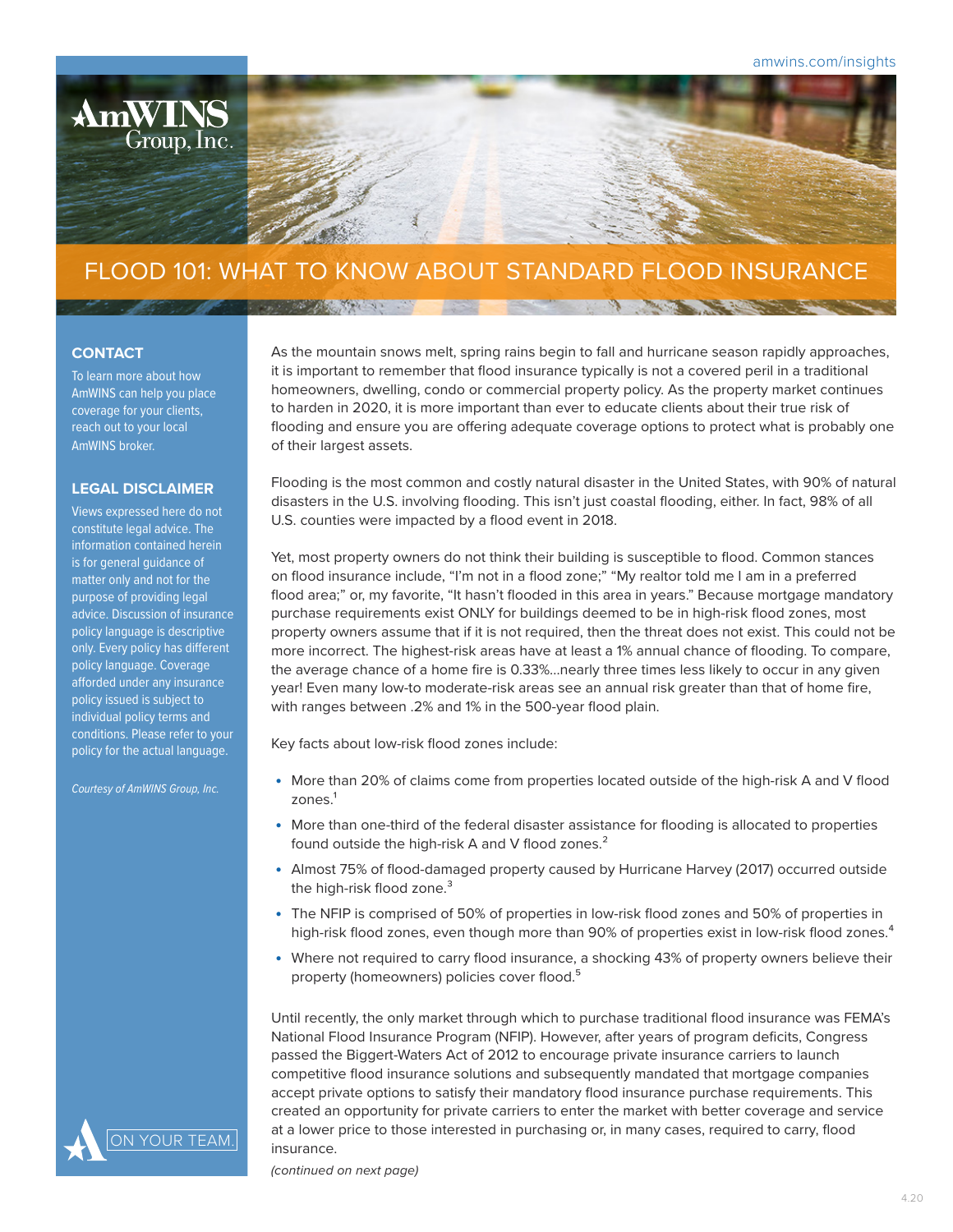# FLOOD 101: WHAT TO KNOW ABOUT STANDARD FLOOD INSURANCE

### CONTACT

To learn more about how AmWINS can help you place coverage for your clients, reach out to your local AmWINS broker.

### LEGAL DISCLAIMER

Views expressed here do not constitute legal advice. The information contained herein is for general guidance of matter only and not for the purpose of providing legal advice. Discussion of insurance policy language is descriptive only. Every policy has different policy language. Coverage afforded under any insurance policy issued is subject to individual policy terms and conditions. Please refer to your policy for the actual language.

*Courtesy of AmWINS Group, Inc.*

As the mountain snows melt, spring rains begin to fall and hurricane season rapidly approaches, it is important to remember that flood insurance typically is not a covered peril in a traditional homeowners, dwelling, condo or commercial property policy. As the property market continues to harden in 2020, it is more important than ever to educate clients about their true risk of flooding and ensure you are offering adequate coverage options to protect what is probably one of their largest assets.

Flooding is the most common and costly natural disaster in the United States, with 90% of natural disasters in the U.S. involving flooding. This isn't just coastal flooding, either. In fact, 98% of all U.S. counties were impacted by a flood event in 2018.

Yet, most property owners do not think their building is susceptible to flood. Common stances on flood insurance include, "I'm not in a flood zone;" "My realtor told me I am in a preferred flood area;" or, my favorite, "It hasn't flooded in this area in years." Because mortgage mandatory purchase requirements exist ONLY for buildings deemed to be in high-risk flood zones, most property owners assume that if it is not required, then the threat does not exist. This could not be more incorrect. The highest-risk areas have at least a 1% annual chance of flooding. To compare, the average chance of a home fire is 0.33%...nearly three times less likely to occur in any given year! Even many low-to moderate-risk areas see an annual risk greater than that of home fire, with ranges between .2% and 1% in the 500-year flood plain.

Key facts about low-risk flood zones include:

- More than 20% of claims come from properties located outside of the high-risk A and V flood zones.[1]
- More than one-third of the federal disaster assistance for flooding is allocated to properties found outside the high-risk A and V flood zones.[2]
- Almost 75% of flood-damaged property caused by Hurricane Harvey (2017) occurred outside the high-risk flood zone.[3]
- The NFIP is comprised of 50% of properties in low-risk flood zones and 50% of properties in high-risk flood zones, even though more than 90% of properties exist in low-risk flood zones.[4]
- Where not required to carry flood insurance, a shocking 43% of property owners believe their property (homeowners) policies cover flood.[5]

Until recently, the only market through which to purchase traditional flood insurance was FEMA's National Flood Insurance Program (NFIP). However, after years of program deficits, Congress passed the Biggert-Waters Act of 2012 to encourage private insurance carriers to launch competitive flood insurance solutions and subsequently mandated that mortgage companies accept private options to satisfy their mandatory flood insurance purchase requirements. This created an opportunity for private carriers to enter the market with better coverage and service at a lower price to those interested in purchasing or, in many cases, required to carry, flood insurance.

*(continued on next page)*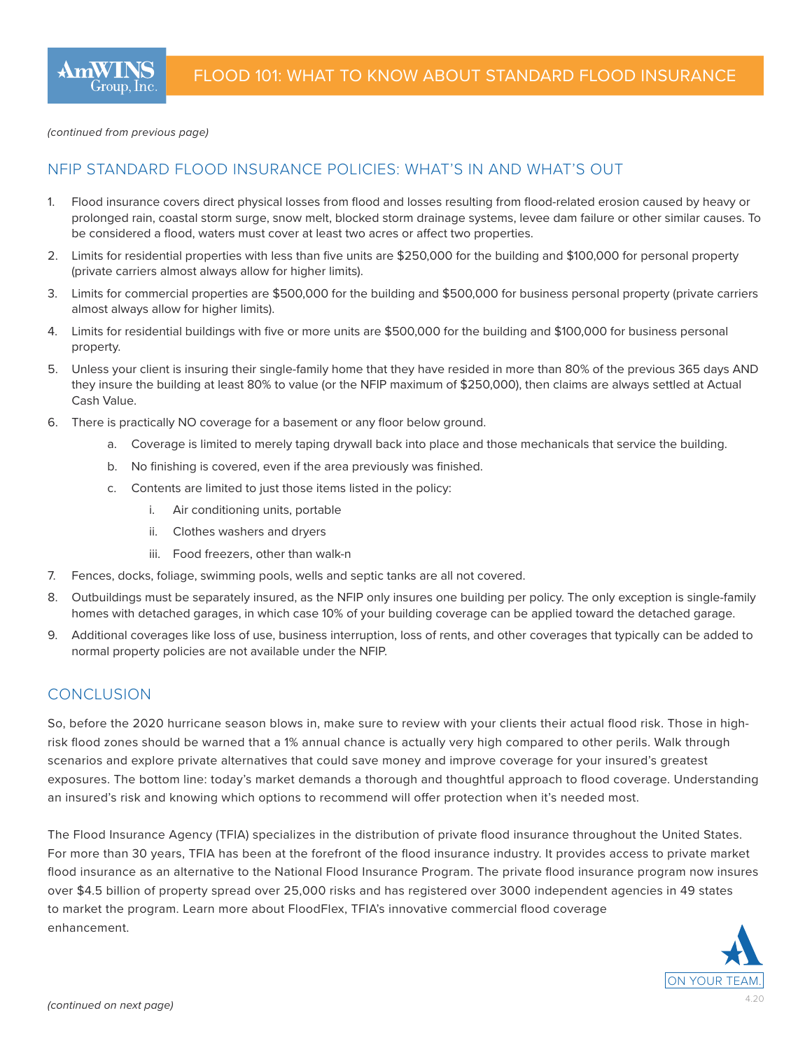*(continued from previous page)*

## NFIP STANDARD FLOOD INSURANCE POLICIES: WHAT'S IN AND WHAT'S OUT

1. Flood insurance covers direct physical losses from flood and losses resulting from flood-related erosion caused by heavy or prolonged rain, coastal storm surge, snow melt, blocked storm drainage systems, levee dam failure or other similar causes. To be considered a flood, waters must cover at least two acres or affect two properties.
2. Limits for residential properties with less than five units are $250,000 for the building and $100,000 for personal property (private carriers almost always allow for higher limits).
3. Limits for commercial properties are $500,000 for the building and $500,000 for business personal property (private carriers almost always allow for higher limits).
4. Limits for residential buildings with five or more units are $500,000 for the building and $100,000 for business personal property.
5. Unless your client is insuring their single-family home that they have resided in more than 80% of the previous 365 days AND they insure the building at least 80% to value (or the NFIP maximum of $250,000), then claims are always settled at Actual Cash Value.
6. There is practically NO coverage for a basement or any floor below ground.
    a. Coverage is limited to merely taping drywall back into place and those mechanicals that service the building.
    b. No finishing is covered, even if the area previously was finished.
    c. Contents are limited to just those items listed in the policy:
        i. Air conditioning units, portable
        ii. Clothes washers and dryers
        iii. Food freezers, other than walk-n
7. Fences, docks, foliage, swimming pools, wells and septic tanks are all not covered.
8. Outbuildings must be separately insured, as the NFIP only insures one building per policy. The only exception is single-family homes with detached garages, in which case 10% of your building coverage can be applied toward the detached garage.
9. Additional coverages like loss of use, business interruption, loss of rents, and other coverages that typically can be added to normal property policies are not available under the NFIP.

## CONCLUSION

So, before the 2020 hurricane season blows in, make sure to review with your clients their actual flood risk. Those in high-risk flood zones should be warned that a 1% annual chance is actually very high compared to other perils. Walk through scenarios and explore private alternatives that could save money and improve coverage for your insured's greatest exposures. The bottom line: today's market demands a thorough and thoughtful approach to flood coverage. Understanding an insured's risk and knowing which options to recommend will offer protection when it's needed most.

The Flood Insurance Agency (TFIA) specializes in the distribution of private flood insurance throughout the United States. For more than 30 years, TFIA has been at the forefront of the flood insurance industry. It provides access to private market flood insurance as an alternative to the National Flood Insurance Program. The private flood insurance program now insures over $4.5 billion of property spread over 25,000 risks and has registered over 3000 independent agencies in 49 states to market the program. Learn more about FloodFlex, TFIA's innovative commercial flood coverage enhancement.

*(continued on next page)*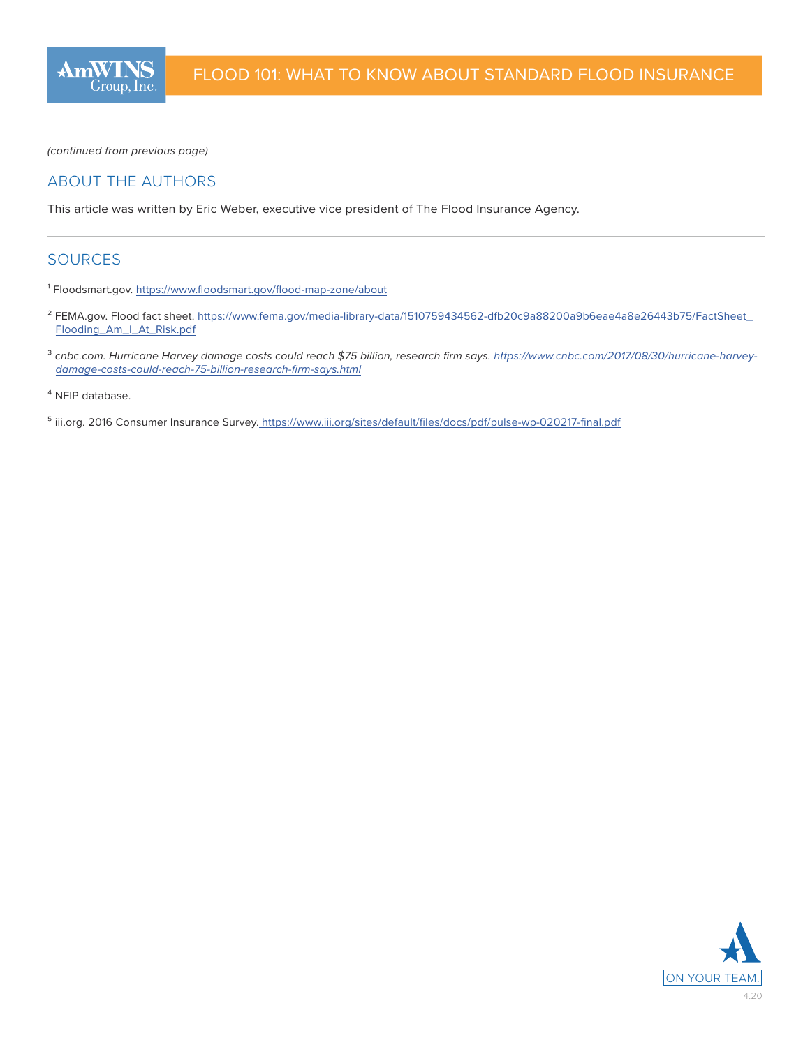*(continued from previous page)*

## ABOUT THE AUTHORS

This article was written by Eric Weber, executive vice president of The Flood Insurance Agency.

---

## SOURCES

[1] Floodsmart.gov. https://www.floodsmart.gov/flood-map-zone/about

[2] FEMA.gov. Flood fact sheet. https://www.fema.gov/media-library-data/1510759434562-dfb20c9a88200a9b6eae4a8e26443b75/FactSheet_Flooding_Am_I_At_Risk.pdf

[3] *cnbc.com. Hurricane Harvey damage costs could reach $75 billion, research firm says. https://www.cnbc.com/2017/08/30/hurricane-harvey-damage-costs-could-reach-75-billion-research-firm-says.html*

[4] NFIP database.

[5] iii.org. 2016 Consumer Insurance Survey. https://www.iii.org/sites/default/files/docs/pdf/pulse-wp-020217-final.pdf

ON YOUR TEAM.

4.20